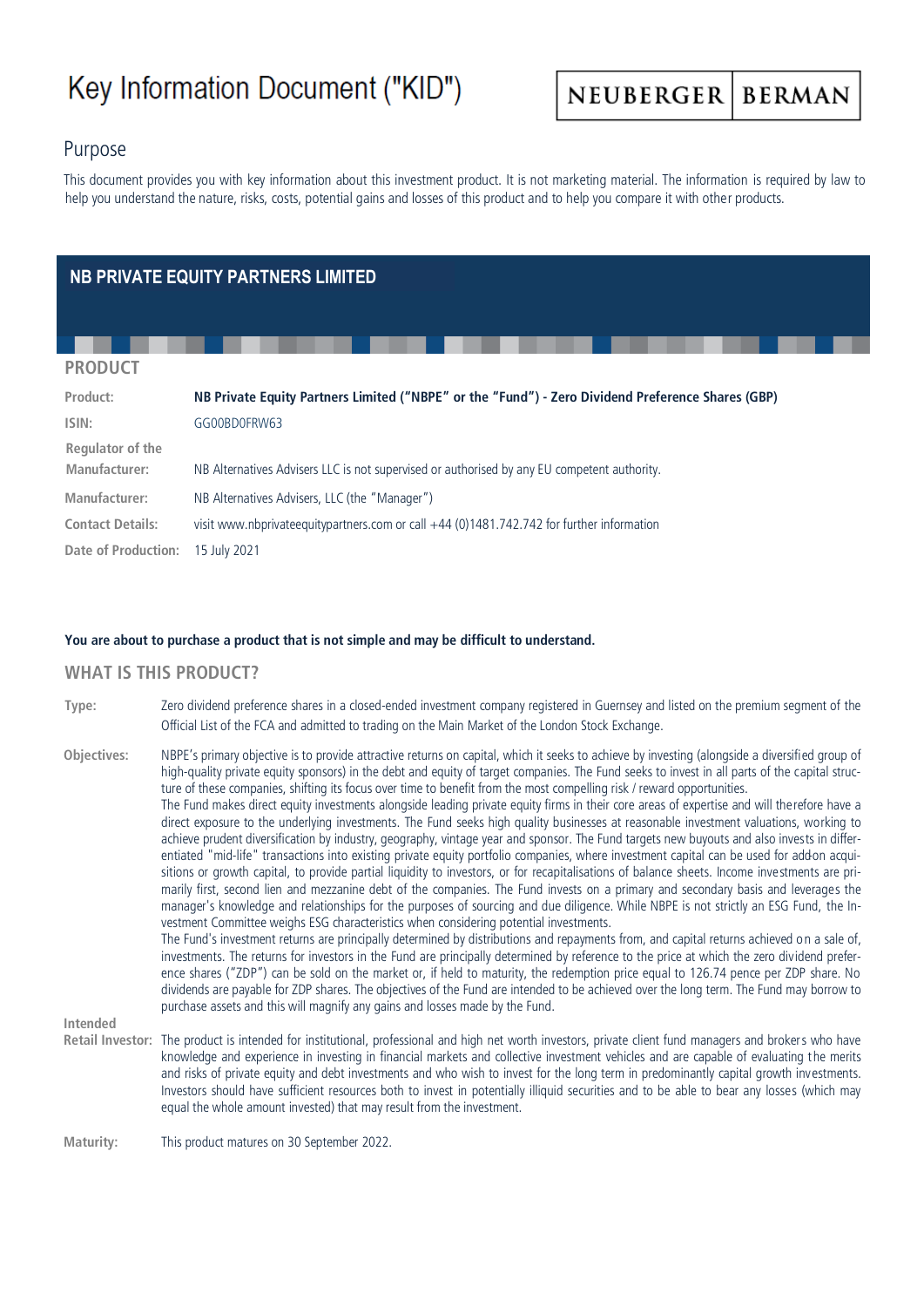# Key Information Document ("KID")

NEUBERGER | BERMAN

## Purpose

This document provides you with key information about this investment product. It is not marketing material. The information is required by law to help you understand the nature, risks, costs, potential gains and losses of this product and to help you compare it with other products.

## NB PRIVATE EQUITY PARTNERS LIMITED

## PRODUCT

| | |
|---|---|
| **Product:** | **NB Private Equity Partners Limited ("NBPE" or the "Fund") - Zero Dividend Preference Shares (GBP)** |
| **ISIN:** | GG00BD0FRW63 |
| **Regulator of the Manufacturer:** | NB Alternatives Advisers LLC is not supervised or authorised by any EU competent authority. |
| **Manufacturer:** | NB Alternatives Advisers, LLC (the "Manager") |
| **Contact Details:** | visit www.nbprivateequitypartners.com or call +44 (0)1481.742.742 for further information |
| **Date of Production:** | 15 July 2021 |

**You are about to purchase a product that is not simple and may be difficult to understand.**

## WHAT IS THIS PRODUCT?

**Type:** Zero dividend preference shares in a closed-ended investment company registered in Guernsey and listed on the premium segment of the Official List of the FCA and admitted to trading on the Main Market of the London Stock Exchange.

**Objectives:** NBPE's primary objective is to provide attractive returns on capital, which it seeks to achieve by investing (alongside a diversified group of high-quality private equity sponsors) in the debt and equity of target companies. The Fund seeks to invest in all parts of the capital structure of these companies, shifting its focus over time to benefit from the most compelling risk / reward opportunities.
The Fund makes direct equity investments alongside leading private equity firms in their core areas of expertise and will therefore have a direct exposure to the underlying investments. The Fund seeks high quality businesses at reasonable investment valuations, working to achieve prudent diversification by industry, geography, vintage year and sponsor. The Fund targets new buyouts and also invests in differentiated "mid-life" transactions into existing private equity portfolio companies, where investment capital can be used for add-on acquisitions or growth capital, to provide partial liquidity to investors, or for recapitalisations of balance sheets. Income investments are primarily first, second lien and mezzanine debt of the companies. The Fund invests on a primary and secondary basis and leverages the manager's knowledge and relationships for the purposes of sourcing and due diligence. While NBPE is not strictly an ESG Fund, the Investment Committee weighs ESG characteristics when considering potential investments.
The Fund's investment returns are principally determined by distributions and repayments from, and capital returns achieved on a sale of, investments. The returns for investors in the Fund are principally determined by reference to the price at which the zero dividend preference shares ("ZDP") can be sold on the market or, if held to maturity, the redemption price equal to 126.74 pence per ZDP share. No dividends are payable for ZDP shares. The objectives of the Fund are intended to be achieved over the long term. The Fund may borrow to purchase assets and this will magnify any gains and losses made by the Fund.

**Intended Retail Investor:** The product is intended for institutional, professional and high net worth investors, private client fund managers and brokers who have knowledge and experience in investing in financial markets and collective investment vehicles and are capable of evaluating the merits and risks of private equity and debt investments and who wish to invest for the long term in predominantly capital growth investments. Investors should have sufficient resources both to invest in potentially illiquid securities and to be able to bear any losses (which may equal the whole amount invested) that may result from the investment.

**Maturity:** This product matures on 30 September 2022.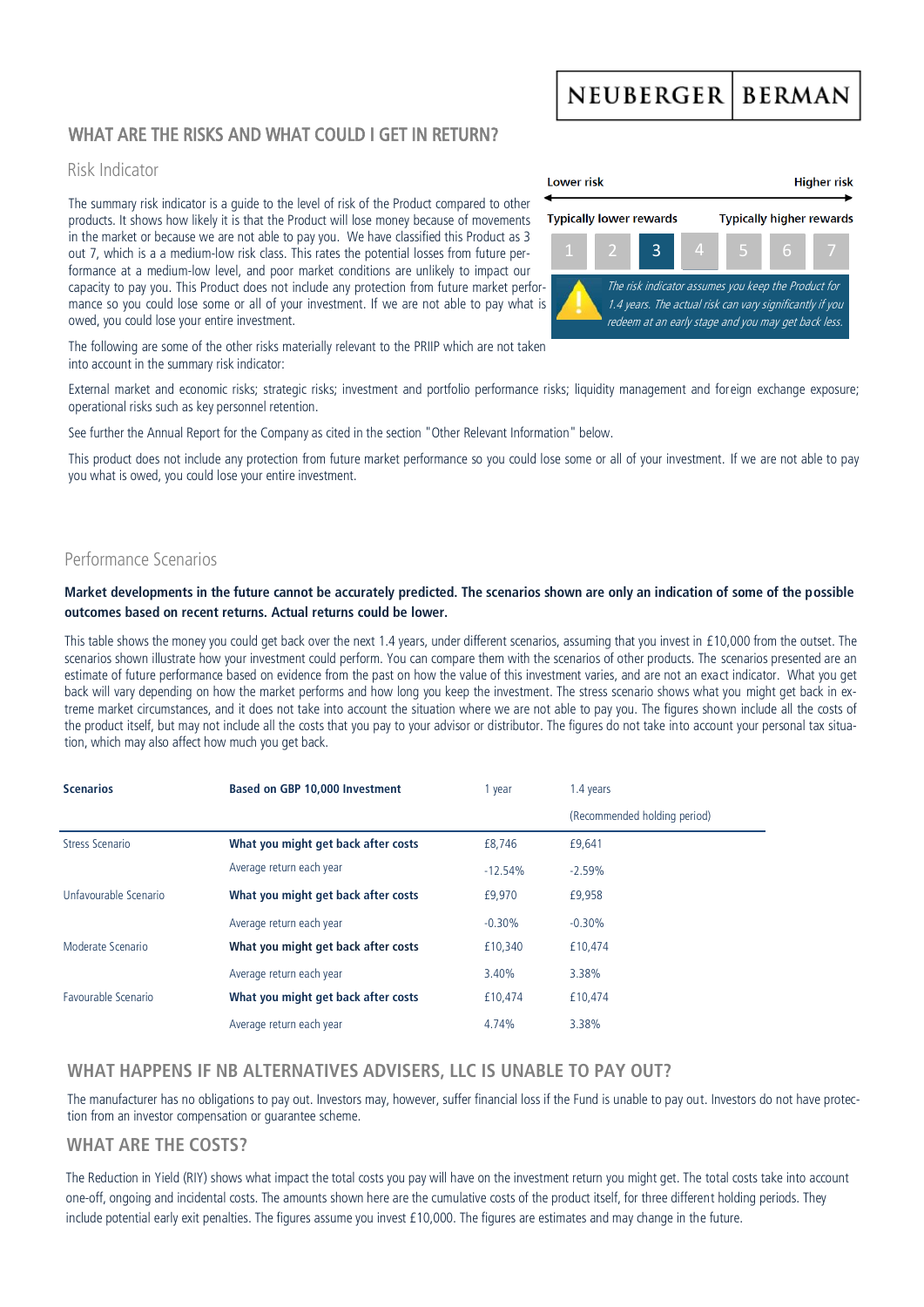## WHAT ARE THE RISKS AND WHAT COULD I GET IN RETURN?

### Risk Indicator

Lower risk → Higher risk

Typically lower rewards — Typically higher rewards

| 1 | 2 | **3** | 4 | 5 | 6 | 7 |
|---|---|---|---|---|---|---|

*The risk indicator assumes you keep the Product for 1.4 years. The actual risk can vary significantly if you redeem at an early stage and you may get back less.*

The summary risk indicator is a guide to the level of risk of the Product compared to other products. It shows how likely it is that the Product will lose money because of movements in the market or because we are not able to pay you. We have classified this Product as 3 out 7, which is a a medium-low risk class. This rates the potential losses from future performance at a medium-low level, and poor market conditions are unlikely to impact our capacity to pay you. This Product does not include any protection from future market performance so you could lose some or all of your investment. If we are not able to pay what is owed, you could lose your entire investment.

The following are some of the other risks materially relevant to the PRIIP which are not taken into account in the summary risk indicator:

External market and economic risks; strategic risks; investment and portfolio performance risks; liquidity management and foreign exchange exposure; operational risks such as key personnel retention.

See further the Annual Report for the Company as cited in the section "Other Relevant Information" below.

This product does not include any protection from future market performance so you could lose some or all of your investment. If we are not able to pay you what is owed, you could lose your entire investment.

### Performance Scenarios

**Market developments in the future cannot be accurately predicted. The scenarios shown are only an indication of some of the possible outcomes based on recent returns. Actual returns could be lower.**

This table shows the money you could get back over the next 1.4 years, under different scenarios, assuming that you invest in £10,000 from the outset. The scenarios shown illustrate how your investment could perform. You can compare them with the scenarios of other products. The scenarios presented are an estimate of future performance based on evidence from the past on how the value of this investment varies, and are not an exact indicator. What you get back will vary depending on how the market performs and how long you keep the investment. The stress scenario shows what you might get back in extreme market circumstances, and it does not take into account the situation where we are not able to pay you. The figures shown include all the costs of the product itself, but may not include all the costs that you pay to your advisor or distributor. The figures do not take into account your personal tax situation, which may also affect how much you get back.

| **Scenarios** | **Based on GBP 10,000 Investment** | 1 year | 1.4 years (Recommended holding period) |
|---|---|---|---|
| Stress Scenario | **What you might get back after costs** | £8,746 | £9,641 |
| | Average return each year | -12.54% | -2.59% |
| Unfavourable Scenario | **What you might get back after costs** | £9,970 | £9,958 |
| | Average return each year | -0.30% | -0.30% |
| Moderate Scenario | **What you might get back after costs** | £10,340 | £10,474 |
| | Average return each year | 3.40% | 3.38% |
| Favourable Scenario | **What you might get back after costs** | £10,474 | £10,474 |
| | Average return each year | 4.74% | 3.38% |

## WHAT HAPPENS IF NB ALTERNATIVES ADVISERS, LLC IS UNABLE TO PAY OUT?

The manufacturer has no obligations to pay out. Investors may, however, suffer financial loss if the Fund is unable to pay out. Investors do not have protection from an investor compensation or guarantee scheme.

## WHAT ARE THE COSTS?

The Reduction in Yield (RIY) shows what impact the total costs you pay will have on the investment return you might get. The total costs take into account one-off, ongoing and incidental costs. The amounts shown here are the cumulative costs of the product itself, for three different holding periods. They include potential early exit penalties. The figures assume you invest £10,000. The figures are estimates and may change in the future.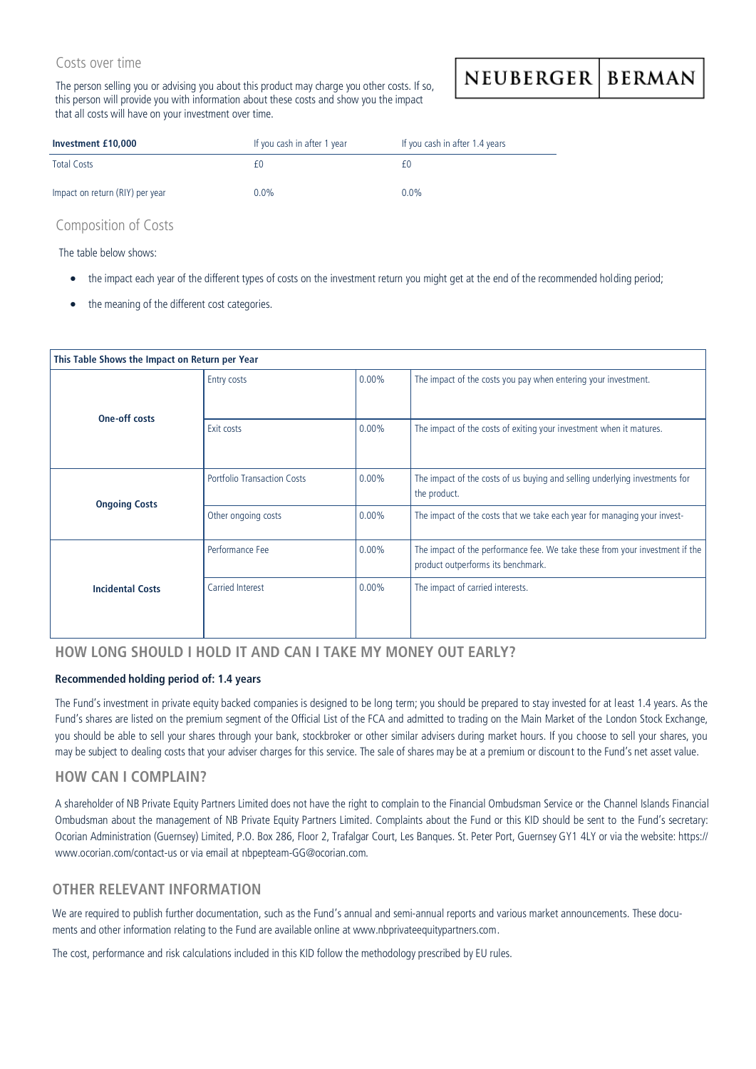## Costs over time

The person selling you or advising you about this product may charge you other costs. If so, this person will provide you with information about these costs and show you the impact that all costs will have on your investment over time.

NEUBERGER | BERMAN

| **Investment £10,000** | If you cash in after 1 year | If you cash in after 1.4 years |
|---|---|---|
| Total Costs | £0 | £0 |
| Impact on return (RIY) per year | 0.0% | 0.0% |

## Composition of Costs

The table below shows:

- the impact each year of the different types of costs on the investment return you might get at the end of the recommended holding period;
- the meaning of the different cost categories.

| **This Table Shows the Impact on Return per Year** | | | |
|---|---|---|---|
| **One-off costs** | Entry costs | 0.00% | The impact of the costs you pay when entering your investment. |
| | Exit costs | 0.00% | The impact of the costs of exiting your investment when it matures. |
| **Ongoing Costs** | Portfolio Transaction Costs | 0.00% | The impact of the costs of us buying and selling underlying investments for the product. |
| | Other ongoing costs | 0.00% | The impact of the costs that we take each year for managing your invest- |
| **Incidental Costs** | Performance Fee | 0.00% | The impact of the performance fee. We take these from your investment if the product outperforms its benchmark. |
| | Carried Interest | 0.00% | The impact of carried interests. |

## HOW LONG SHOULD I HOLD IT AND CAN I TAKE MY MONEY OUT EARLY?

**Recommended holding period of: 1.4 years**

The Fund's investment in private equity backed companies is designed to be long term; you should be prepared to stay invested for at least 1.4 years. As the Fund's shares are listed on the premium segment of the Official List of the FCA and admitted to trading on the Main Market of the London Stock Exchange, you should be able to sell your shares through your bank, stockbroker or other similar advisers during market hours. If you choose to sell your shares, you may be subject to dealing costs that your adviser charges for this service. The sale of shares may be at a premium or discount to the Fund's net asset value.

## HOW CAN I COMPLAIN?

A shareholder of NB Private Equity Partners Limited does not have the right to complain to the Financial Ombudsman Service or the Channel Islands Financial Ombudsman about the management of NB Private Equity Partners Limited. Complaints about the Fund or this KID should be sent to the Fund's secretary: Ocorian Administration (Guernsey) Limited, P.O. Box 286, Floor 2, Trafalgar Court, Les Banques. St. Peter Port, Guernsey GY1 4LY or via the website: https://www.ocorian.com/contact-us or via email at nbpepteam-GG@ocorian.com.

## OTHER RELEVANT INFORMATION

We are required to publish further documentation, such as the Fund's annual and semi-annual reports and various market announcements. These documents and other information relating to the Fund are available online at www.nbprivateequitypartners.com.

The cost, performance and risk calculations included in this KID follow the methodology prescribed by EU rules.